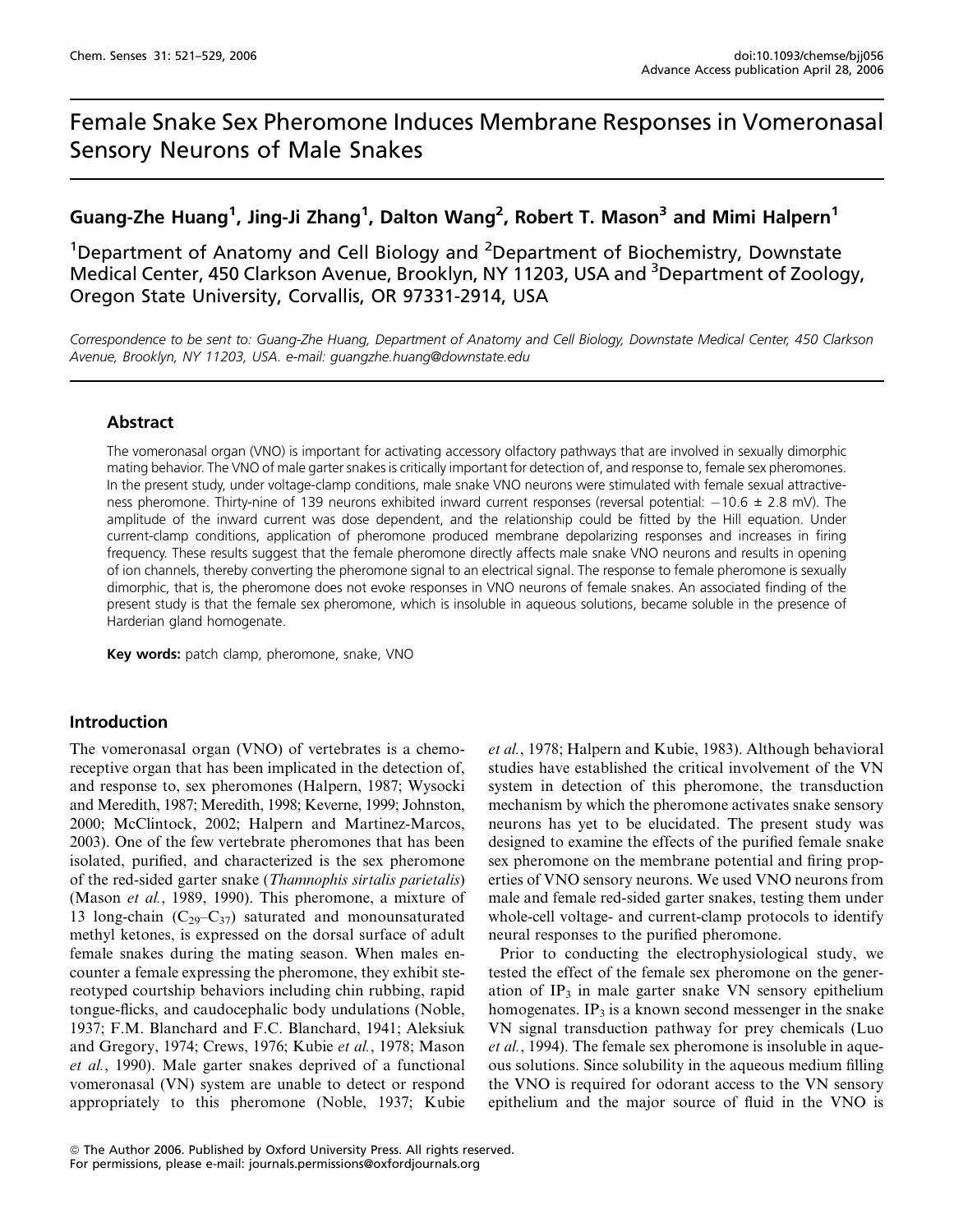# Female Snake Sex Pheromone Induces Membrane Responses in Vomeronasal Sensory Neurons of Male Snakes

**Guang-Zhe Huang[1], Jing-Ji Zhang[1], Dalton Wang[2], Robert T. Mason[3] and Mimi Halpern[1]**

[1]Department of Anatomy and Cell Biology and [2]Department of Biochemistry, Downstate Medical Center, 450 Clarkson Avenue, Brooklyn, NY 11203, USA and [3]Department of Zoology, Oregon State University, Corvallis, OR 97331-2914, USA

*Correspondence to be sent to: Guang-Zhe Huang, Department of Anatomy and Cell Biology, Downstate Medical Center, 450 Clarkson Avenue, Brooklyn, NY 11203, USA. e-mail: guangzhe.huang@downstate.edu*

## Abstract

The vomeronasal organ (VNO) is important for activating accessory olfactory pathways that are involved in sexually dimorphic mating behavior. The VNO of male garter snakes is critically important for detection of, and response to, female sex pheromones. In the present study, under voltage-clamp conditions, male snake VNO neurons were stimulated with female sexual attractiveness pheromone. Thirty-nine of 139 neurons exhibited inward current responses (reversal potential: $-10.6 \pm 2.8$ mV). The amplitude of the inward current was dose dependent, and the relationship could be fitted by the Hill equation. Under current-clamp conditions, application of pheromone produced membrane depolarizing responses and increases in firing frequency. These results suggest that the female pheromone directly affects male snake VNO neurons and results in opening of ion channels, thereby converting the pheromone signal to an electrical signal. The response to female pheromone is sexually dimorphic, that is, the pheromone does not evoke responses in VNO neurons of female snakes. An associated finding of the present study is that the female sex pheromone, which is insoluble in aqueous solutions, became soluble in the presence of Harderian gland homogenate.

**Key words:** patch clamp, pheromone, snake, VNO

## Introduction

The vomeronasal organ (VNO) of vertebrates is a chemoreceptive organ that has been implicated in the detection of, and response to, sex pheromones (Halpern, 1987; Wysocki and Meredith, 1987; Meredith, 1998; Keverne, 1999; Johnston, 2000; McClintock, 2002; Halpern and Martinez-Marcos, 2003). One of the few vertebrate pheromones that has been isolated, purified, and characterized is the sex pheromone of the red-sided garter snake (*Thamnophis sirtalis parietalis*) (Mason *et al.*, 1989, 1990). This pheromone, a mixture of 13 long-chain ($C_{29}$–$C_{37}$) saturated and monounsaturated methyl ketones, is expressed on the dorsal surface of adult female snakes during the mating season. When males encounter a female expressing the pheromone, they exhibit stereotyped courtship behaviors including chin rubbing, rapid tongue-flicks, and caudocephalic body undulations (Noble, 1937; F.M. Blanchard and F.C. Blanchard, 1941; Aleksiuk and Gregory, 1974; Crews, 1976; Kubie *et al.*, 1978; Mason *et al.*, 1990). Male garter snakes deprived of a functional vomeronasal (VN) system are unable to detect or respond appropriately to this pheromone (Noble, 1937; Kubie *et al.*, 1978; Halpern and Kubie, 1983). Although behavioral studies have established the critical involvement of the VN system in detection of this pheromone, the transduction mechanism by which the pheromone activates snake sensory neurons has yet to be elucidated. The present study was designed to examine the effects of the purified female snake sex pheromone on the membrane potential and firing properties of VNO sensory neurons. We used VNO neurons from male and female red-sided garter snakes, testing them under whole-cell voltage- and current-clamp protocols to identify neural responses to the purified pheromone.

Prior to conducting the electrophysiological study, we tested the effect of the female sex pheromone on the generation of $IP_3$ in male garter snake VN sensory epithelium homogenates. $IP_3$ is a known second messenger in the snake VN signal transduction pathway for prey chemicals (Luo *et al.*, 1994). The female sex pheromone is insoluble in aqueous solutions. Since solubility in the aqueous medium filling the VNO is required for odorant access to the VN sensory epithelium and the major source of fluid in the VNO is

© The Author 2006. Published by Oxford University Press. All rights reserved.
For permissions, please e-mail: journals.permissions@oxfordjournals.org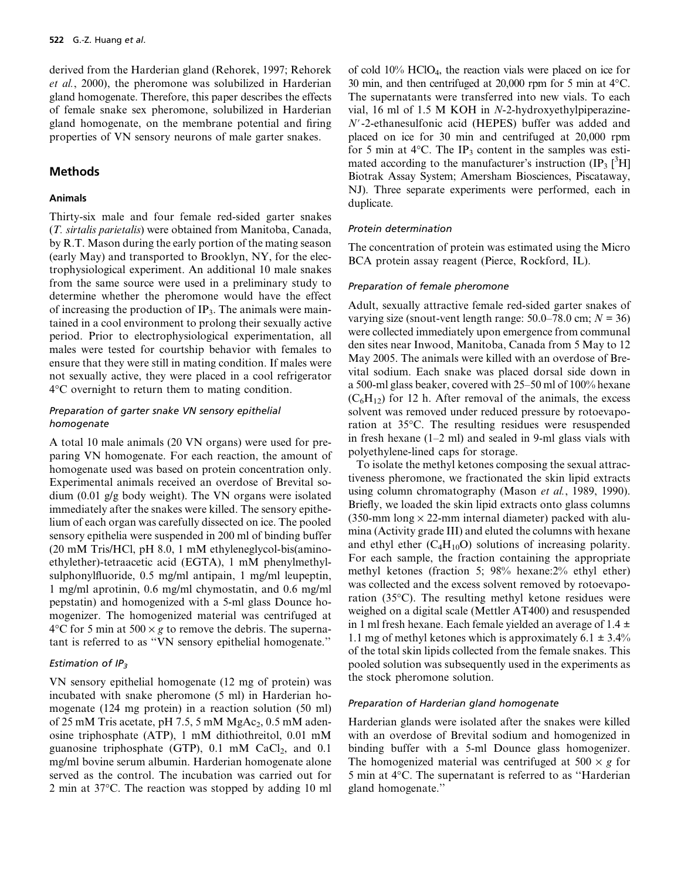derived from the Harderian gland (Rehorek, 1997; Rehorek *et al.*, 2000), the pheromone was solubilized in Harderian gland homogenate. Therefore, this paper describes the effects of female snake sex pheromone, solubilized in Harderian gland homogenate, on the membrane potential and firing properties of VN sensory neurons of male garter snakes.

## Methods

### Animals

Thirty-six male and four female red-sided garter snakes (*T. sirtalis parietalis*) were obtained from Manitoba, Canada, by R.T. Mason during the early portion of the mating season (early May) and transported to Brooklyn, NY, for the electrophysiological experiment. An additional 10 male snakes from the same source were used in a preliminary study to determine whether the pheromone would have the effect of increasing the production of $IP_3$. The animals were maintained in a cool environment to prolong their sexually active period. Prior to electrophysiological experimentation, all males were tested for courtship behavior with females to ensure that they were still in mating condition. If males were not sexually active, they were placed in a cool refrigerator 4°C overnight to return them to mating condition.

#### Preparation of garter snake VN sensory epithelial homogenate

A total 10 male animals (20 VN organs) were used for preparing VN homogenate. For each reaction, the amount of homogenate used was based on protein concentration only. Experimental animals received an overdose of Brevital sodium (0.01 g/g body weight). The VN organs were isolated immediately after the snakes were killed. The sensory epithelium of each organ was carefully dissected on ice. The pooled sensory epithelia were suspended in 200 ml of binding buffer (20 mM Tris/HCl, pH 8.0, 1 mM ethyleneglycol-bis(aminoethylether)-tetraacetic acid (EGTA), 1 mM phenylmethylsulphonylfluoride, 0.5 mg/ml antipain, 1 mg/ml leupeptin, 1 mg/ml aprotinin, 0.6 mg/ml chymostatin, and 0.6 mg/ml pepstatin) and homogenized with a 5-ml glass Dounce homogenizer. The homogenized material was centrifuged at 4°C for 5 min at $500 \times g$ to remove the debris. The supernatant is referred to as "VN sensory epithelial homogenate."

#### Estimation of $IP_3$

VN sensory epithelial homogenate (12 mg of protein) was incubated with snake pheromone (5 ml) in Harderian homogenate (124 mg protein) in a reaction solution (50 ml) of 25 mM Tris acetate, pH 7.5, 5 mM $MgAc_2$, 0.5 mM adenosine triphosphate (ATP), 1 mM dithiothreitol, 0.01 mM guanosine triphosphate (GTP), 0.1 mM $CaCl_2$, and 0.1 mg/ml bovine serum albumin. Harderian homogenate alone served as the control. The incubation was carried out for 2 min at 37°C. The reaction was stopped by adding 10 ml of cold 10% $HClO_4$, the reaction vials were placed on ice for 30 min, and then centrifuged at 20,000 rpm for 5 min at 4°C. The supernatants were transferred into new vials. To each vial, 16 ml of 1.5 M KOH in *N*-2-hydroxyethylpiperazine-*N*′-2-ethanesulfonic acid (HEPES) buffer was added and placed on ice for 30 min and centrifuged at 20,000 rpm for 5 min at 4°C. The $IP_3$ content in the samples was estimated according to the manufacturer's instruction ($IP_3$ [$^3H$] Biotrak Assay System; Amersham Biosciences, Piscataway, NJ). Three separate experiments were performed, each in duplicate.

#### Protein determination

The concentration of protein was estimated using the Micro BCA protein assay reagent (Pierce, Rockford, IL).

#### Preparation of female pheromone

Adult, sexually attractive female red-sided garter snakes of varying size (snout-vent length range: 50.0–78.0 cm; $N = 36$) were collected immediately upon emergence from communal den sites near Inwood, Manitoba, Canada from 5 May to 12 May 2005. The animals were killed with an overdose of Brevital sodium. Each snake was placed dorsal side down in a 500-ml glass beaker, covered with 25–50 ml of 100% hexane ($C_6H_{12}$) for 12 h. After removal of the animals, the excess solvent was removed under reduced pressure by rotoevaporation at 35°C. The resulting residues were resuspended in fresh hexane (1–2 ml) and sealed in 9-ml glass vials with polyethylene-lined caps for storage.

To isolate the methyl ketones composing the sexual attractiveness pheromone, we fractionated the skin lipid extracts using column chromatography (Mason *et al.*, 1989, 1990). Briefly, we loaded the skin lipid extracts onto glass columns (350-mm long × 22-mm internal diameter) packed with alumina (Activity grade III) and eluted the columns with hexane and ethyl ether ($C_4H_{10}O$) solutions of increasing polarity. For each sample, the fraction containing the appropriate methyl ketones (fraction 5; 98% hexane:2% ethyl ether) was collected and the excess solvent removed by rotoevaporation (35°C). The resulting methyl ketone residues were weighed on a digital scale (Mettler AT400) and resuspended in 1 ml fresh hexane. Each female yielded an average of 1.4 ± 1.1 mg of methyl ketones which is approximately 6.1 ± 3.4% of the total skin lipids collected from the female snakes. This pooled solution was subsequently used in the experiments as the stock pheromone solution.

#### Preparation of Harderian gland homogenate

Harderian glands were isolated after the snakes were killed with an overdose of Brevital sodium and homogenized in binding buffer with a 5-ml Dounce glass homogenizer. The homogenized material was centrifuged at $500 \times g$ for 5 min at 4°C. The supernatant is referred to as "Harderian gland homogenate."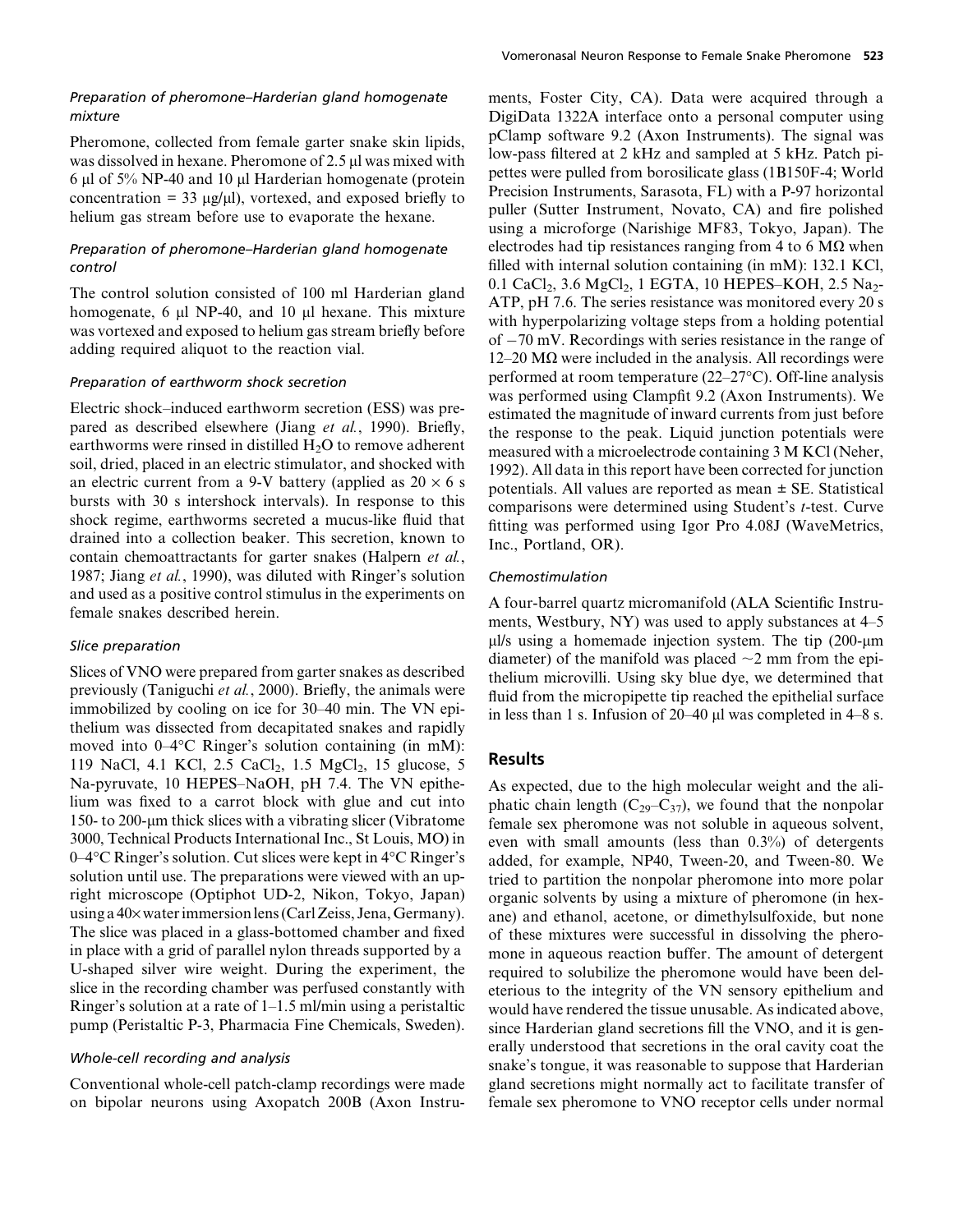### *Preparation of pheromone–Harderian gland homogenate mixture*

Pheromone, collected from female garter snake skin lipids, was dissolved in hexane. Pheromone of 2.5 μl was mixed with 6 μl of 5% NP-40 and 10 μl Harderian homogenate (protein concentration = 33 μg/μl), vortexed, and exposed briefly to helium gas stream before use to evaporate the hexane.

### *Preparation of pheromone–Harderian gland homogenate control*

The control solution consisted of 100 ml Harderian gland homogenate, 6 μl NP-40, and 10 μl hexane. This mixture was vortexed and exposed to helium gas stream briefly before adding required aliquot to the reaction vial.

### *Preparation of earthworm shock secretion*

Electric shock–induced earthworm secretion (ESS) was prepared as described elsewhere (Jiang *et al.*, 1990). Briefly, earthworms were rinsed in distilled $H_2O$ to remove adherent soil, dried, placed in an electric stimulator, and shocked with an electric current from a 9-V battery (applied as 20 × 6 s bursts with 30 s intershock intervals). In response to this shock regime, earthworms secreted a mucus-like fluid that drained into a collection beaker. This secretion, known to contain chemoattractants for garter snakes (Halpern *et al.*, 1987; Jiang *et al.*, 1990), was diluted with Ringer's solution and used as a positive control stimulus in the experiments on female snakes described herein.

### *Slice preparation*

Slices of VNO were prepared from garter snakes as described previously (Taniguchi *et al.*, 2000). Briefly, the animals were immobilized by cooling on ice for 30–40 min. The VN epithelium was dissected from decapitated snakes and rapidly moved into 0–4°C Ringer's solution containing (in mM): 119 NaCl, 4.1 KCl, 2.5 $CaCl_2$, 1.5 $MgCl_2$, 15 glucose, 5 Na-pyruvate, 10 HEPES–NaOH, pH 7.4. The VN epithelium was fixed to a carrot block with glue and cut into 150- to 200-μm thick slices with a vibrating slicer (Vibratome 3000, Technical Products International Inc., St Louis, MO) in 0–4°C Ringer's solution. Cut slices were kept in 4°C Ringer's solution until use. The preparations were viewed with an upright microscope (Optiphot UD-2, Nikon, Tokyo, Japan) using a 40× water immersion lens (Carl Zeiss, Jena, Germany). The slice was placed in a glass-bottomed chamber and fixed in place with a grid of parallel nylon threads supported by a U-shaped silver wire weight. During the experiment, the slice in the recording chamber was perfused constantly with Ringer's solution at a rate of 1–1.5 ml/min using a peristaltic pump (Peristaltic P-3, Pharmacia Fine Chemicals, Sweden).

### *Whole-cell recording and analysis*

Conventional whole-cell patch-clamp recordings were made on bipolar neurons using Axopatch 200B (Axon Instruments, Foster City, CA). Data were acquired through a DigiData 1322A interface onto a personal computer using pClamp software 9.2 (Axon Instruments). The signal was low-pass filtered at 2 kHz and sampled at 5 kHz. Patch pipettes were pulled from borosilicate glass (1B150F-4; World Precision Instruments, Sarasota, FL) with a P-97 horizontal puller (Sutter Instrument, Novato, CA) and fire polished using a microforge (Narishige MF83, Tokyo, Japan). The electrodes had tip resistances ranging from 4 to 6 MΩ when filled with internal solution containing (in mM): 132.1 KCl, 0.1 $CaCl_2$, 3.6 $MgCl_2$, 1 EGTA, 10 HEPES–KOH, 2.5 $Na_2$-ATP, pH 7.6. The series resistance was monitored every 20 s with hyperpolarizing voltage steps from a holding potential of −70 mV. Recordings with series resistance in the range of 12–20 MΩ were included in the analysis. All recordings were performed at room temperature (22–27°C). Off-line analysis was performed using Clampfit 9.2 (Axon Instruments). We estimated the magnitude of inward currents from just before the response to the peak. Liquid junction potentials were measured with a microelectrode containing 3 M KCl (Neher, 1992). All data in this report have been corrected for junction potentials. All values are reported as mean ± SE. Statistical comparisons were determined using Student's *t*-test. Curve fitting was performed using Igor Pro 4.08J (WaveMetrics, Inc., Portland, OR).

### *Chemostimulation*

A four-barrel quartz micromanifold (ALA Scientific Instruments, Westbury, NY) was used to apply substances at 4–5 μl/s using a homemade injection system. The tip (200-μm diameter) of the manifold was placed ~2 mm from the epithelium microvilli. Using sky blue dye, we determined that fluid from the micropipette tip reached the epithelial surface in less than 1 s. Infusion of 20–40 μl was completed in 4–8 s.

## Results

As expected, due to the high molecular weight and the aliphatic chain length ($C_{29}$–$C_{37}$), we found that the nonpolar female sex pheromone was not soluble in aqueous solvent, even with small amounts (less than 0.3%) of detergents added, for example, NP40, Tween-20, and Tween-80. We tried to partition the nonpolar pheromone into more polar organic solvents by using a mixture of pheromone (in hexane) and ethanol, acetone, or dimethylsulfoxide, but none of these mixtures were successful in dissolving the pheromone in aqueous reaction buffer. The amount of detergent required to solubilize the pheromone would have been deleterious to the integrity of the VN sensory epithelium and would have rendered the tissue unusable. As indicated above, since Harderian gland secretions fill the VNO, and it is generally understood that secretions in the oral cavity coat the snake's tongue, it was reasonable to suppose that Harderian gland secretions might normally act to facilitate transfer of female sex pheromone to VNO receptor cells under normal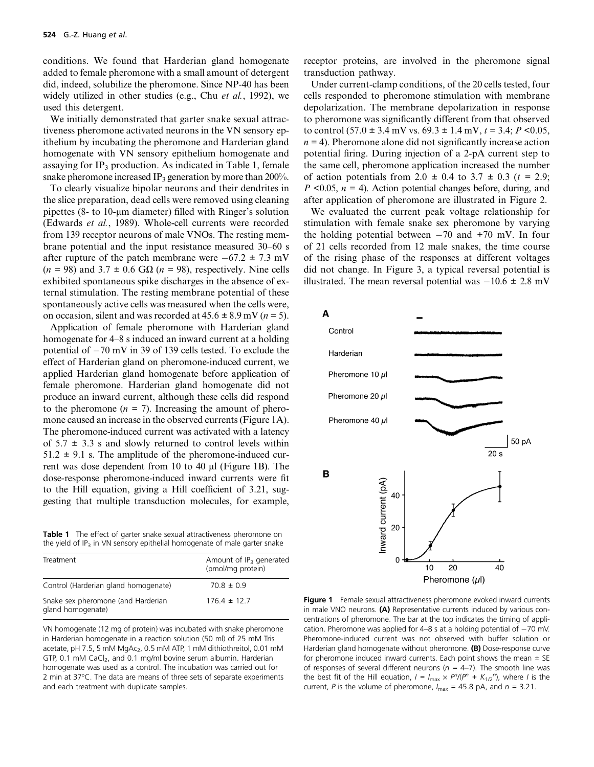conditions. We found that Harderian gland homogenate added to female pheromone with a small amount of detergent did, indeed, solubilize the pheromone. Since NP-40 has been widely utilized in other studies (e.g., Chu *et al.*, 1992), we used this detergent.

We initially demonstrated that garter snake sexual attractiveness pheromone activated neurons in the VN sensory epithelium by incubating the pheromone and Harderian gland homogenate with VN sensory epithelium homogenate and assaying for $IP_3$ production. As indicated in Table 1, female snake pheromone increased $IP_3$ generation by more than 200%.

To clearly visualize bipolar neurons and their dendrites in the slice preparation, dead cells were removed using cleaning pipettes (8- to 10-μm diameter) filled with Ringer's solution (Edwards *et al.*, 1989). Whole-cell currents were recorded from 139 receptor neurons of male VNOs. The resting membrane potential and the input resistance measured 30–60 s after rupture of the patch membrane were −67.2 ± 7.3 mV ($n$ = 98) and 3.7 ± 0.6 GΩ ($n$ = 98), respectively. Nine cells exhibited spontaneous spike discharges in the absence of external stimulation. The resting membrane potential of these spontaneously active cells was measured when the cells were, on occasion, silent and was recorded at 45.6 ± 8.9 mV ($n$ = 5).

Application of female pheromone with Harderian gland homogenate for 4–8 s induced an inward current at a holding potential of −70 mV in 39 of 139 cells tested. To exclude the effect of Harderian gland on pheromone-induced current, we applied Harderian gland homogenate before application of female pheromone. Harderian gland homogenate did not produce an inward current, although these cells did respond to the pheromone ($n$ = 7). Increasing the amount of pheromone caused an increase in the observed currents (Figure 1A). The pheromone-induced current was activated with a latency of 5.7 ± 3.3 s and slowly returned to control levels within 51.2 ± 9.1 s. The amplitude of the pheromone-induced current was dose dependent from 10 to 40 μl (Figure 1B). The dose-response pheromone-induced inward currents were fit to the Hill equation, giving a Hill coefficient of 3.21, suggesting that multiple transduction molecules, for example, receptor proteins, are involved in the pheromone signal transduction pathway.

Under current-clamp conditions, of the 20 cells tested, four cells responded to pheromone stimulation with membrane depolarization. The membrane depolarization in response to pheromone was significantly different from that observed to control (57.0 ± 3.4 mV vs. 69.3 ± 1.4 mV, $t$ = 3.4; $P$ <0.05, $n$ = 4). Pheromone alone did not significantly increase action potential firing. During injection of a 2-pA current step to the same cell, pheromone application increased the number of action potentials from 2.0 ± 0.4 to 3.7 ± 0.3 ($t$ = 2.9; $P$ <0.05, $n$ = 4). Action potential changes before, during, and after application of pheromone are illustrated in Figure 2.

We evaluated the current peak voltage relationship for stimulation with female snake sex pheromone by varying the holding potential between −70 and +70 mV. In four of 21 cells recorded from 12 male snakes, the time course of the rising phase of the responses at different voltages did not change. In Figure 3, a typical reversal potential is illustrated. The mean reversal potential was −10.6 ± 2.8 mV

**Table 1** The effect of garter snake sexual attractiveness pheromone on the yield of $IP_3$ in VN sensory epithelial homogenate of male garter snake

| Treatment | Amount of $IP_3$ generated (pmol/mg protein) |
|---|---|
| Control (Harderian gland homogenate) | 70.8 ± 0.9 |
| Snake sex pheromone (and Harderian gland homogenate) | 176.4 ± 12.7 |

VN homogenate (12 mg of protein) was incubated with snake pheromone in Harderian homogenate in a reaction solution (50 ml) of 25 mM Tris acetate, pH 7.5, 5 mM $MgAc_2$, 0.5 mM ATP, 1 mM dithiothreitol, 0.01 mM GTP, 0.1 mM $CaCl_2$, and 0.1 mg/ml bovine serum albumin. Harderian homogenate was used as a control. The incubation was carried out for 2 min at 37°C. The data are means of three sets of separate experiments and each treatment with duplicate samples.

**Figure 1** Female sexual attractiveness pheromone evoked inward currents in male VNO neurons. **(A)** Representative currents induced by various concentrations of pheromone. The bar at the top indicates the timing of application. Pheromone was applied for 4–8 s at a holding potential of −70 mV. Pheromone-induced current was not observed with buffer solution or Harderian gland homogenate without pheromone. **(B)** Dose-response curve for pheromone induced inward currents. Each point shows the mean ± SE of responses of several different neurons ($n$ = 4–7). The smooth line was the best fit of the Hill equation, $I = I_{max} \times P^n/(P^n + K_{1/2}{}^n)$, where $I$ is the current, $P$ is the volume of pheromone, $I_{max}$ = 45.8 pA, and $n$ = 3.21.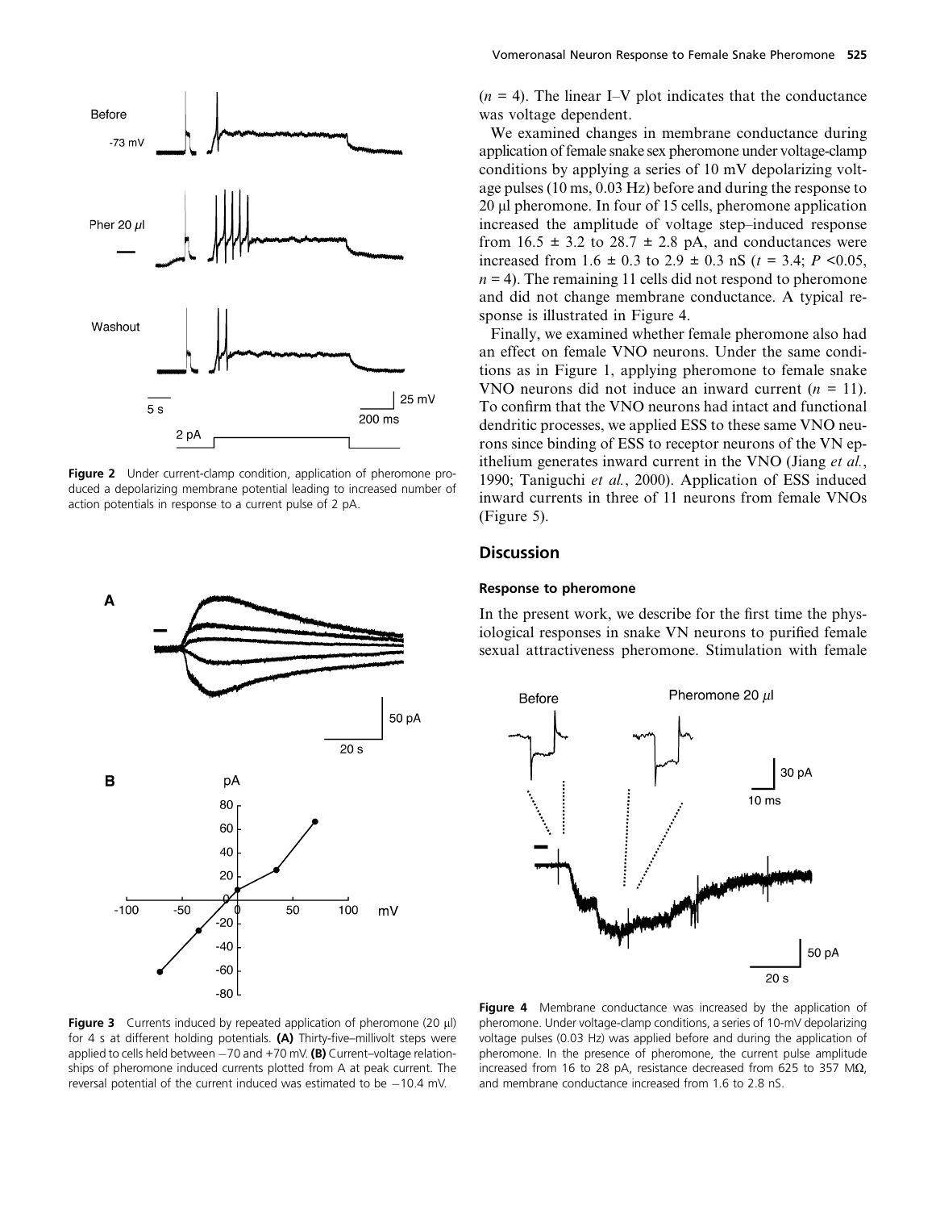($n$ = 4). The linear I–V plot indicates that the conductance was voltage dependent.

We examined changes in membrane conductance during application of female snake sex pheromone under voltage-clamp conditions by applying a series of 10 mV depolarizing voltage pulses (10 ms, 0.03 Hz) before and during the response to 20 µl pheromone. In four of 15 cells, pheromone application increased the amplitude of voltage step–induced response from 16.5 ± 3.2 to 28.7 ± 2.8 pA, and conductances were increased from 1.6 ± 0.3 to 2.9 ± 0.3 nS ($t$ = 3.4; $P$ <0.05, $n$ = 4). The remaining 11 cells did not respond to pheromone and did not change membrane conductance. A typical response is illustrated in Figure 4.

Finally, we examined whether female pheromone also had an effect on female VNO neurons. Under the same conditions as in Figure 1, applying pheromone to female snake VNO neurons did not induce an inward current ($n$ = 11). To confirm that the VNO neurons had intact and functional dendritic processes, we applied ESS to these same VNO neurons since binding of ESS to receptor neurons of the VN epithelium generates inward current in the VNO (Jiang *et al.*, 1990; Taniguchi *et al.*, 2000). Application of ESS induced inward currents in three of 11 neurons from female VNOs (Figure 5).

Figure 2 Under current-clamp condition, application of pheromone produced a depolarizing membrane potential leading to increased number of action potentials in response to a current pulse of 2 pA.

Figure 3 Currents induced by repeated application of pheromone (20 µl) for 4 s at different holding potentials. **(A)** Thirty-five–millivolt steps were applied to cells held between −70 and +70 mV. **(B)** Current–voltage relationships of pheromone induced currents plotted from A at peak current. The reversal potential of the current induced was estimated to be −10.4 mV.

## Discussion

### Response to pheromone

In the present work, we describe for the first time the physiological responses in snake VN neurons to purified female sexual attractiveness pheromone. Stimulation with female

Figure 4 Membrane conductance was increased by the application of pheromone. Under voltage-clamp conditions, a series of 10-mV depolarizing voltage pulses (0.03 Hz) was applied before and during the application of pheromone. In the presence of pheromone, the current pulse amplitude increased from 16 to 28 pA, resistance decreased from 625 to 357 MΩ, and membrane conductance increased from 1.6 to 2.8 nS.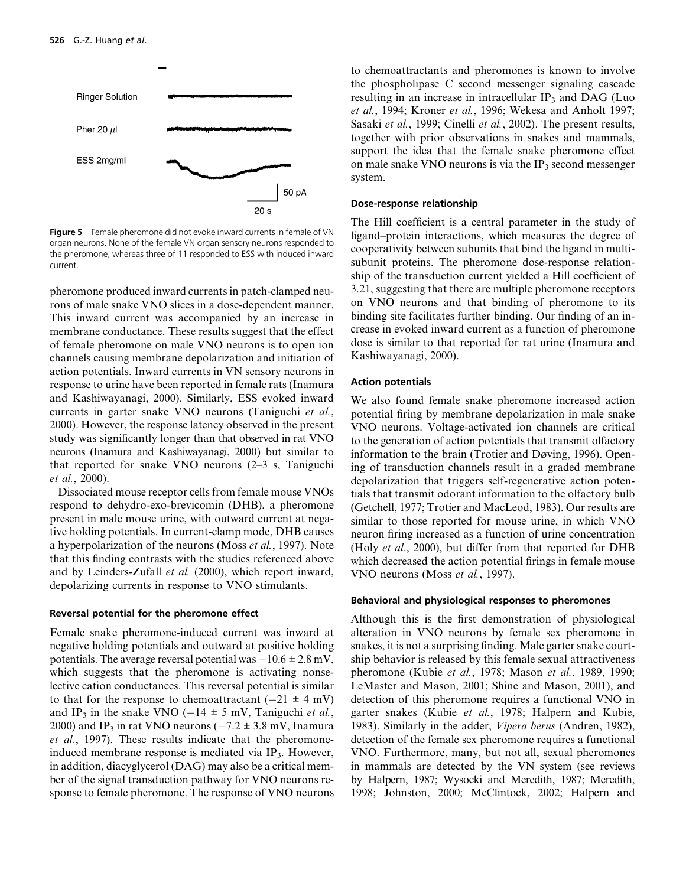Ringer Solution

Pher 20 $\mu$l

ESS 2mg/ml

50 pA

20 s

**Figure 5** Female pheromone did not evoke inward currents in female of VN organ neurons. None of the female VN organ sensory neurons responded to the pheromone, whereas three of 11 responded to ESS with induced inward current.

pheromone produced inward currents in patch-clamped neurons of male snake VNO slices in a dose-dependent manner. This inward current was accompanied by an increase in membrane conductance. These results suggest that the effect of female pheromone on male VNO neurons is to open ion channels causing membrane depolarization and initiation of action potentials. Inward currents in VN sensory neurons in response to urine have been reported in female rats (Inamura and Kashiwayanagi, 2000). Similarly, ESS evoked inward currents in garter snake VNO neurons (Taniguchi *et al.*, 2000). However, the response latency observed in the present study was significantly longer than that observed in rat VNO neurons (Inamura and Kashiwayanagi, 2000) but similar to that reported for snake VNO neurons (2–3 s, Taniguchi *et al.*, 2000).

Dissociated mouse receptor cells from female mouse VNOs respond to dehydro-exo-brevicomin (DHB), a pheromone present in male mouse urine, with outward current at negative holding potentials. In current-clamp mode, DHB causes a hyperpolarization of the neurons (Moss *et al.*, 1997). Note that this finding contrasts with the studies referenced above and by Leinders-Zufall *et al.* (2000), which report inward, depolarizing currents in response to VNO stimulants.

#### Reversal potential for the pheromone effect

Female snake pheromone-induced current was inward at negative holding potentials and outward at positive holding potentials. The average reversal potential was $-10.6 \pm 2.8$ mV, which suggests that the pheromone is activating nonselective cation conductances. This reversal potential is similar to that for the response to chemoattractant ($-21 \pm 4$ mV) and $IP_3$ in the snake VNO ($-14 \pm 5$ mV, Taniguchi *et al.*, 2000) and $IP_3$ in rat VNO neurons ($-7.2 \pm 3.8$ mV, Inamura *et al.*, 1997). These results indicate that the pheromone-induced membrane response is mediated via $IP_3$. However, in addition, diacylglycerol (DAG) may also be a critical member of the signal transduction pathway for VNO neurons response to female pheromone. The response of VNO neurons to chemoattractants and pheromones is known to involve the phospholipase C second messenger signaling cascade resulting in an increase in intracellular $IP_3$ and DAG (Luo *et al.*, 1994; Kroner *et al.*, 1996; Wekesa and Anholt 1997; Sasaki *et al.*, 1999; Cinelli *et al.*, 2002). The present results, together with prior observations in snakes and mammals, support the idea that the female snake pheromone effect on male snake VNO neurons is via the $IP_3$ second messenger system.

#### Dose-response relationship

The Hill coefficient is a central parameter in the study of ligand–protein interactions, which measures the degree of cooperativity between subunits that bind the ligand in multi-subunit proteins. The pheromone dose-response relationship of the transduction current yielded a Hill coefficient of 3.21, suggesting that there are multiple pheromone receptors on VNO neurons and that binding of pheromone to its binding site facilitates further binding. Our finding of an increase in evoked inward current as a function of pheromone dose is similar to that reported for rat urine (Inamura and Kashiwayanagi, 2000).

#### Action potentials

We also found female snake pheromone increased action potential firing by membrane depolarization in male snake VNO neurons. Voltage-activated ion channels are critical to the generation of action potentials that transmit olfactory information to the brain (Trotier and Døving, 1996). Opening of transduction channels result in a graded membrane depolarization that triggers self-regenerative action potentials that transmit odorant information to the olfactory bulb (Getchell, 1977; Trotier and MacLeod, 1983). Our results are similar to those reported for mouse urine, in which VNO neuron firing increased as a function of urine concentration (Holy *et al.*, 2000), but differ from that reported for DHB which decreased the action potential firings in female mouse VNO neurons (Moss *et al.*, 1997).

#### Behavioral and physiological responses to pheromones

Although this is the first demonstration of physiological alteration in VNO neurons by female sex pheromone in snakes, it is not a surprising finding. Male garter snake courtship behavior is released by this female sexual attractiveness pheromone (Kubie *et al.*, 1978; Mason *et al.*, 1989, 1990; LeMaster and Mason, 2001; Shine and Mason, 2001), and detection of this pheromone requires a functional VNO in garter snakes (Kubie *et al.*, 1978; Halpern and Kubie, 1983). Similarly in the adder, *Vipera berus* (Andren, 1982), detection of the female sex pheromone requires a functional VNO. Furthermore, many, but not all, sexual pheromones in mammals are detected by the VN system (see reviews by Halpern, 1987; Wysocki and Meredith, 1987; Meredith, 1998; Johnston, 2000; McClintock, 2002; Halpern and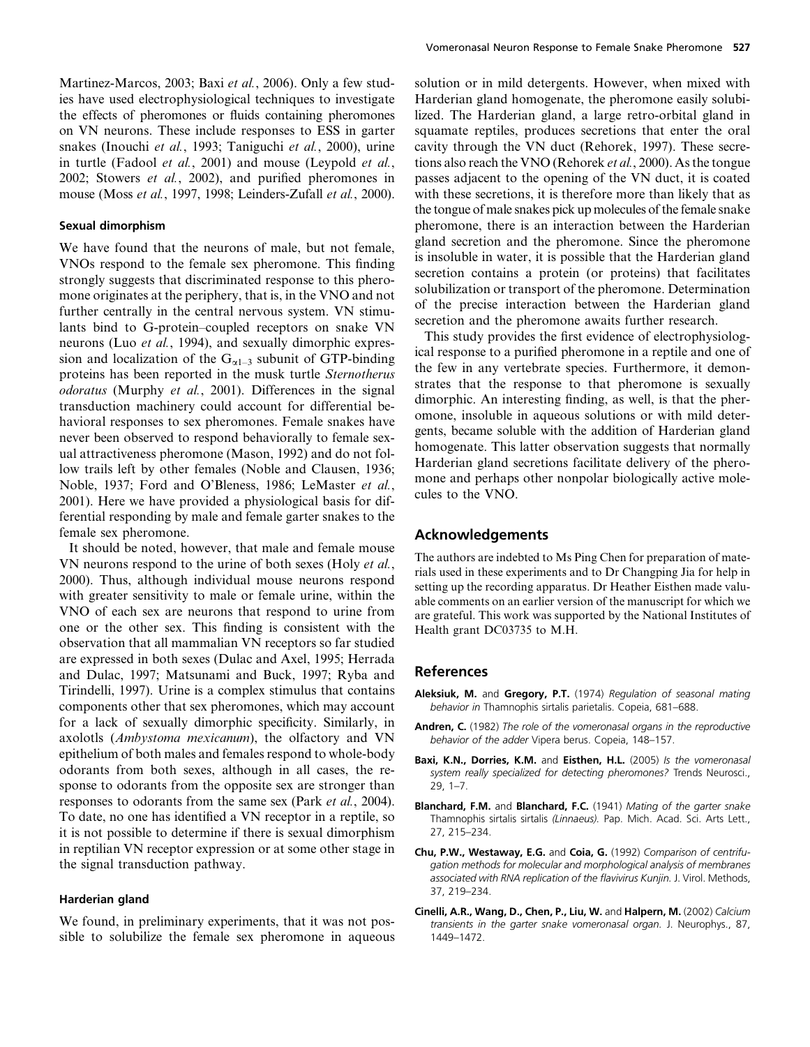Martinez-Marcos, 2003; Baxi *et al.*, 2006). Only a few studies have used electrophysiological techniques to investigate the effects of pheromones or fluids containing pheromones on VN neurons. These include responses to ESS in garter snakes (Inouchi *et al.*, 1993; Taniguchi *et al.*, 2000), urine in turtle (Fadool *et al.*, 2001) and mouse (Leypold *et al.*, 2002; Stowers *et al.*, 2002), and purified pheromones in mouse (Moss *et al.*, 1997, 1998; Leinders-Zufall *et al.*, 2000).

### Sexual dimorphism

We have found that the neurons of male, but not female, VNOs respond to the female sex pheromone. This finding strongly suggests that discriminated response to this pheromone originates at the periphery, that is, in the VNO and not further centrally in the central nervous system. VN stimulants bind to G-protein–coupled receptors on snake VN neurons (Luo *et al.*, 1994), and sexually dimorphic expression and localization of the $G_{\alpha 1-3}$ subunit of GTP-binding proteins has been reported in the musk turtle *Sternotherus odoratus* (Murphy *et al.*, 2001). Differences in the signal transduction machinery could account for differential behavioral responses to sex pheromones. Female snakes have never been observed to respond behaviorally to female sexual attractiveness pheromone (Mason, 1992) and do not follow trails left by other females (Noble and Clausen, 1936; Noble, 1937; Ford and O'Bleness, 1986; LeMaster *et al.*, 2001). Here we have provided a physiological basis for differential responding by male and female garter snakes to the female sex pheromone.

It should be noted, however, that male and female mouse VN neurons respond to the urine of both sexes (Holy *et al.*, 2000). Thus, although individual mouse neurons respond with greater sensitivity to male or female urine, within the VNO of each sex are neurons that respond to urine from one or the other sex. This finding is consistent with the observation that all mammalian VN receptors so far studied are expressed in both sexes (Dulac and Axel, 1995; Herrada and Dulac, 1997; Matsunami and Buck, 1997; Ryba and Tirindelli, 1997). Urine is a complex stimulus that contains components other that sex pheromones, which may account for a lack of sexually dimorphic specificity. Similarly, in axolotls (*Ambystoma mexicanum*), the olfactory and VN epithelium of both males and females respond to whole-body odorants from both sexes, although in all cases, the response to odorants from the opposite sex are stronger than responses to odorants from the same sex (Park *et al.*, 2004). To date, no one has identified a VN receptor in a reptile, so it is not possible to determine if there is sexual dimorphism in reptilian VN receptor expression or at some other stage in the signal transduction pathway.

### Harderian gland

We found, in preliminary experiments, that it was not possible to solubilize the female sex pheromone in aqueous solution or in mild detergents. However, when mixed with Harderian gland homogenate, the pheromone easily solubilized. The Harderian gland, a large retro-orbital gland in squamate reptiles, produces secretions that enter the oral cavity through the VN duct (Rehorek, 1997). These secretions also reach the VNO (Rehorek *et al.*, 2000). As the tongue passes adjacent to the opening of the VN duct, it is coated with these secretions, it is therefore more than likely that as the tongue of male snakes pick up molecules of the female snake pheromone, there is an interaction between the Harderian gland secretion and the pheromone. Since the pheromone is insoluble in water, it is possible that the Harderian gland secretion contains a protein (or proteins) that facilitates solubilization or transport of the pheromone. Determination of the precise interaction between the Harderian gland secretion and the pheromone awaits further research.

This study provides the first evidence of electrophysiological response to a purified pheromone in a reptile and one of the few in any vertebrate species. Furthermore, it demonstrates that the response to that pheromone is sexually dimorphic. An interesting finding, as well, is that the pheromone, insoluble in aqueous solutions or with mild detergents, became soluble with the addition of Harderian gland homogenate. This latter observation suggests that normally Harderian gland secretions facilitate delivery of the pheromone and perhaps other nonpolar biologically active molecules to the VNO.

## Acknowledgements

The authors are indebted to Ms Ping Chen for preparation of materials used in these experiments and to Dr Changping Jia for help in setting up the recording apparatus. Dr Heather Eisthen made valuable comments on an earlier version of the manuscript for which we are grateful. This work was supported by the National Institutes of Health grant DC03735 to M.H.

## References

**Aleksiuk, M.** and **Gregory, P.T.** (1974) *Regulation of seasonal mating behavior in* Thamnophis sirtalis parietalis. Copeia, 681–688.

**Andren, C.** (1982) *The role of the vomeronasal organs in the reproductive behavior of the adder* Vipera berus. Copeia, 148–157.

**Baxi, K.N., Dorries, K.M.** and **Eisthen, H.L.** (2005) *Is the vomeronasal system really specialized for detecting pheromones?* Trends Neurosci., 29, 1–7.

**Blanchard, F.M.** and **Blanchard, F.C.** (1941) *Mating of the garter snake* Thamnophis sirtalis sirtalis *(Linnaeus).* Pap. Mich. Acad. Sci. Arts Lett., 27, 215–234.

**Chu, P.W., Westaway, E.G.** and **Coia, G.** (1992) *Comparison of centrifugation methods for molecular and morphological analysis of membranes associated with RNA replication of the flavivirus Kunjin.* J. Virol. Methods, 37, 219–234.

**Cinelli, A.R., Wang, D., Chen, P., Liu, W.** and **Halpern, M.** (2002) *Calcium transients in the garter snake vomeronasal organ.* J. Neurophys., 87, 1449–1472.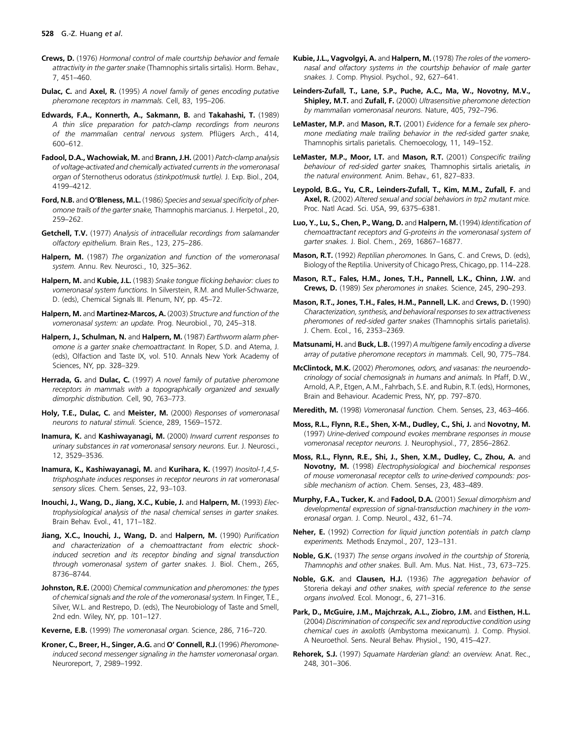**Crews, D.** (1976) *Hormonal control of male courtship behavior and female attractivity in the garter snake (Thamnophis sirtalis sirtalis).* Horm. Behav., 7, 451–460.

**Dulac, C.** and **Axel, R.** (1995) *A novel family of genes encoding putative pheromone receptors in mammals.* Cell, 83, 195–206.

**Edwards, F.A., Konnerth, A., Sakmann, B.** and **Takahashi, T.** (1989) *A thin slice preparation for patch-clamp recordings from neurons of the mammalian central nervous system.* Pflügers Arch., 414, 600–612.

**Fadool, D.A., Wachowiak, M.** and **Brann, J.H.** (2001) *Patch-clamp analysis of voltage-activated and chemically activated currents in the vomeronasal organ of* Sternotherus odoratus *(stinkpot/musk turtle).* J. Exp. Biol., 204, 4199–4212.

**Ford, N.B.** and **O'Bleness, M.L.** (1986) *Species and sexual specificity of pheromone trails of the garter snake,* Thamnophis marcianus. J. Herpetol., 20, 259–262.

**Getchell, T.V.** (1977) *Analysis of intracellular recordings from salamander olfactory epithelium.* Brain Res., 123, 275–286.

**Halpern, M.** (1987) *The organization and function of the vomeronasal system.* Annu. Rev. Neurosci., 10, 325–362.

**Halpern, M.** and **Kubie, J.L.** (1983) *Snake tongue flicking behavior: clues to vomeronasal system functions.* In Silverstein, R.M. and Muller-Schwarze, D. (eds), Chemical Signals III. Plenum, NY, pp. 45–72.

**Halpern, M.** and **Martinez-Marcos, A.** (2003) *Structure and function of the vomeronasal system: an update.* Prog. Neurobiol., 70, 245–318.

**Halpern, J., Schulman, N.** and **Halpern, M.** (1987) *Earthworm alarm pheromone is a garter snake chemoattractant.* In Roper, S.D. and Atema, J. (eds), Olfaction and Taste IX, vol. 510. Annals New York Academy of Sciences, NY, pp. 328–329.

**Herrada, G.** and **Dulac, C.** (1997) *A novel family of putative pheromone receptors in mammals with a topographically organized and sexually dimorphic distribution.* Cell, 90, 763–773.

**Holy, T.E., Dulac, C.** and **Meister, M.** (2000) *Responses of vomeronasal neurons to natural stimuli.* Science, 289, 1569–1572.

**Inamura, K.** and **Kashiwayanagi, M.** (2000) *Inward current responses to urinary substances in rat vomeronasal sensory neurons.* Eur. J. Neurosci., 12, 3529–3536.

**Inamura, K., Kashiwayanagi, M.** and **Kurihara, K.** (1997) *Inositol-1,4,5-trisphosphate induces responses in receptor neurons in rat vomeronasal sensory slices.* Chem. Senses, 22, 93–103.

**Inouchi, J., Wang, D., Jiang, X.C., Kubie, J.** and **Halpern, M.** (1993) *Electrophysiological analysis of the nasal chemical senses in garter snakes.* Brain Behav. Evol., 41, 171–182.

**Jiang, X.C., Inouchi, J., Wang, D.** and **Halpern, M.** (1990) *Purification and characterization of a chemoattractant from electric shock-induced secretion and its receptor binding and signal transduction through vomeronasal system of garter snakes.* J. Biol. Chem., 265, 8736–8744.

**Johnston, R.E.** (2000) *Chemical communication and pheromones: the types of chemical signals and the role of the vomeronasal system.* In Finger, T.E., Silver, W.L. and Restrepo, D. (eds), The Neurobiology of Taste and Smell, 2nd edn. Wiley, NY, pp. 101–127.

**Keverne, E.B.** (1999) *The vomeronasal organ.* Science, 286, 716–720.

**Kroner, C., Breer, H., Singer, A.G.** and **O' Connell, R.J.** (1996) *Pheromone-induced second messenger signaling in the hamster vomeronasal organ.* Neuroreport, 7, 2989–1992.

**Kubie, J.L., Vagvolgyi, A.** and **Halpern, M.** (1978) *The roles of the vomeronasal and olfactory systems in the courtship behavior of male garter snakes.* J. Comp. Physiol. Psychol., 92, 627–641.

**Leinders-Zufall, T., Lane, S.P., Puche, A.C., Ma, W., Novotny, M.V., Shipley, M.T.** and **Zufall, F.** (2000) *Ultrasensitive pheromone detection by mammalian vomeronasal neurons.* Nature, 405, 792–796.

**LeMaster, M.P.** and **Mason, R.T.** (2001) *Evidence for a female sex pheromone mediating male trailing behavior in the red-sided garter snake,* Thamnophis sirtalis parietalis. Chemoecology, 11, 149–152.

**LeMaster, M.P., Moor, I.T.** and **Mason, R.T.** (2001) *Conspecific trailing behaviour of red-sided garter snakes,* Thamnophis sirtalis arietalis, *in the natural environment.* Anim. Behav., 61, 827–833.

**Leypold, B.G., Yu, C.R., Leinders-Zufall, T., Kim, M.M., Zufall, F.** and **Axel, R.** (2002) *Altered sexual and social behaviors in trp2 mutant mice.* Proc. Natl Acad. Sci. USA, 99, 6375–6381.

**Luo, Y., Lu, S., Chen, P., Wang, D.** and **Halpern, M.** (1994) *Identification of chemoattractant receptors and G-proteins in the vomeronasal system of garter snakes.* J. Biol. Chem., 269, 16867–16877.

**Mason, R.T.** (1992) *Reptilian pheromones.* In Gans, C. and Crews, D. (eds), Biology of the Reptilia. University of Chicago Press, Chicago, pp. 114–228.

**Mason, R.T., Fales, H.M., Jones, T.H., Pannell, L.K., Chinn, J.W.** and **Crews, D.** (1989) *Sex pheromones in snakes.* Science, 245, 290–293.

**Mason, R.T., Jones, T.H., Fales, H.M., Pannell, L.K.** and **Crews, D.** (1990) *Characterization, synthesis, and behavioral responses to sex attractiveness pheromones of red-sided garter snakes (Thamnophis sirtalis parietalis).* J. Chem. Ecol., 16, 2353–2369.

**Matsunami, H.** and **Buck, L.B.** (1997) *A multigene family encoding a diverse array of putative pheromone receptors in mammals.* Cell, 90, 775–784.

**McClintock, M.K.** (2002) *Pheromones, odors, and vasanas: the neuroendocrinology of social chemosignals in humans and animals.* In Pfaff, D.W., Arnold, A.P., Etgen, A.M., Fahrbach, S.E. and Rubin, R.T. (eds), Hormones, Brain and Behaviour. Academic Press, NY, pp. 797–870.

**Meredith, M.** (1998) *Vomeronasal function.* Chem. Senses, 23, 463–466.

**Moss, R.L., Flynn, R.E., Shen, X-M., Dudley, C., Shi, J.** and **Novotny, M.** (1997) *Urine-derived compound evokes membrane responses in mouse vomeronasal receptor neurons.* J. Neurophysiol., 77, 2856–2862.

**Moss, R.L., Flynn, R.E., Shi, J., Shen, X.M., Dudley, C., Zhou, A.** and **Novotny, M.** (1998) *Electrophysiological and biochemical responses of mouse vomeronasal receptor cells to urine-derived compounds: possible mechanism of action.* Chem. Senses, 23, 483–489.

**Murphy, F.A., Tucker, K.** and **Fadool, D.A.** (2001) *Sexual dimorphism and developmental expression of signal-transduction machinery in the vomeronasal organ.* J. Comp. Neurol., 432, 61–74.

**Neher, E.** (1992) *Correction for liquid junction potentials in patch clamp experiments.* Methods Enzymol., 207, 123–131.

**Noble, G.K.** (1937) *The sense organs involved in the courtship of Storeria, Thamnophis and other snakes.* Bull. Am. Mus. Nat. Hist., 73, 673–725.

**Noble, G.K.** and **Clausen, H.J.** (1936) *The aggregation behavior of* Storeria dekayi *and other snakes, with special reference to the sense organs involved.* Ecol. Monogr., 6, 271–316.

**Park, D., McGuire, J.M., Majchrzak, A.L., Ziobro, J.M.** and **Eisthen, H.L.** (2004) *Discrimination of conspecific sex and reproductive condition using chemical cues in axolotls (Ambystoma mexicanum).* J. Comp. Physiol. A Neuroethol. Sens. Neural Behav. Physiol., 190, 415–427.

**Rehorek, S.J.** (1997) *Squamate Harderian gland: an overview.* Anat. Rec., 248, 301–306.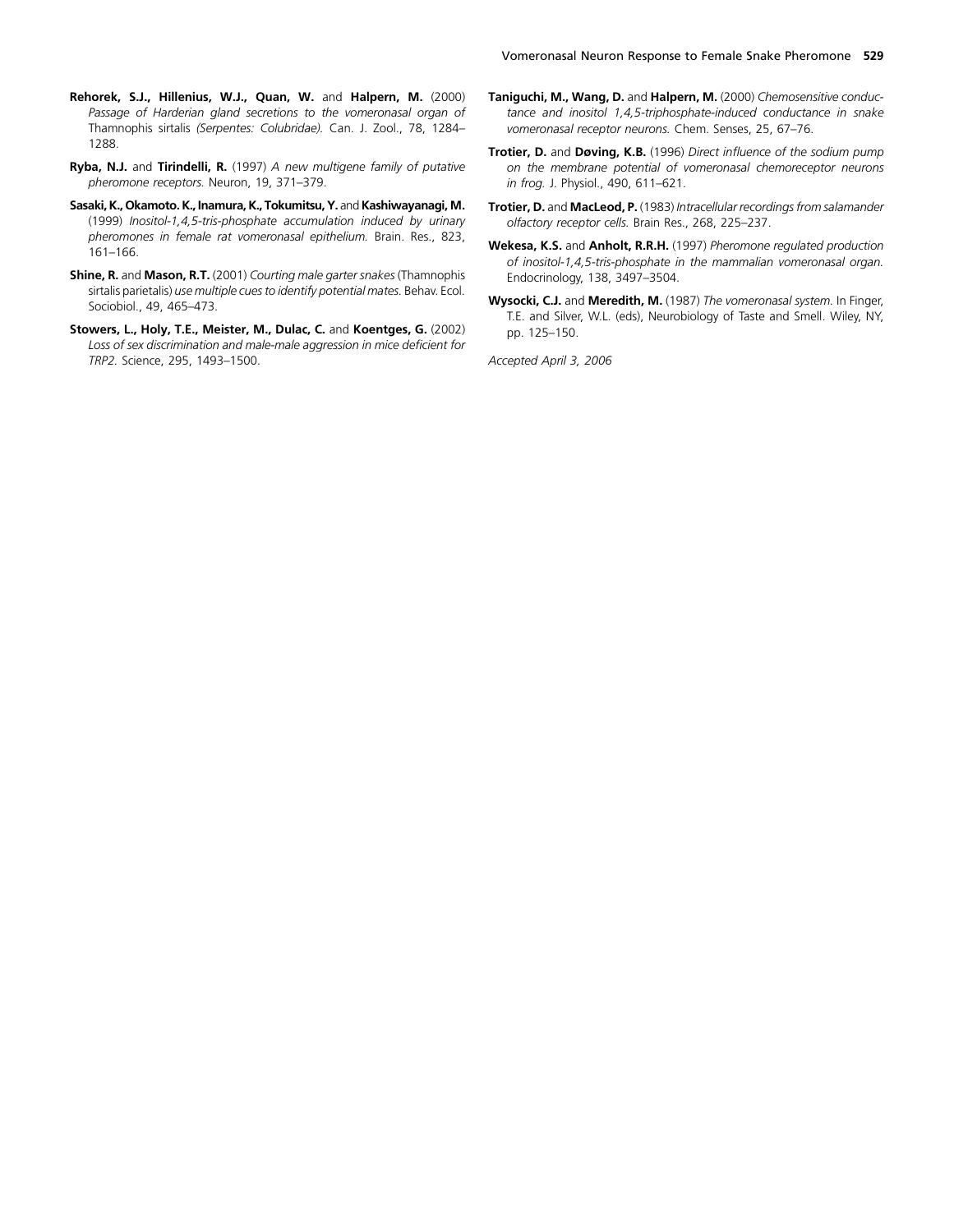**Rehorek, S.J., Hillenius, W.J., Quan, W.** and **Halpern, M.** (2000) *Passage of Harderian gland secretions to the vomeronasal organ of* Thamnophis sirtalis *(Serpentes: Colubridae).* Can. J. Zool., 78, 1284–1288.

**Ryba, N.J.** and **Tirindelli, R.** (1997) *A new multigene family of putative pheromone receptors.* Neuron, 19, 371–379.

**Sasaki, K., Okamoto. K., Inamura, K., Tokumitsu, Y.** and **Kashiwayanagi, M.** (1999) *Inositol-1,4,5-tris-phosphate accumulation induced by urinary pheromones in female rat vomeronasal epithelium.* Brain. Res., 823, 161–166.

**Shine, R.** and **Mason, R.T.** (2001) *Courting male garter snakes* (Thamnophis sirtalis parietalis) *use multiple cues to identify potential mates.* Behav. Ecol. Sociobiol., 49, 465–473.

**Stowers, L., Holy, T.E., Meister, M., Dulac, C.** and **Koentges, G.** (2002) *Loss of sex discrimination and male-male aggression in mice deficient for TRP2.* Science, 295, 1493–1500.

**Taniguchi, M., Wang, D.** and **Halpern, M.** (2000) *Chemosensitive conductance and inositol 1,4,5-triphosphate-induced conductance in snake vomeronasal receptor neurons.* Chem. Senses, 25, 67–76.

**Trotier, D.** and **Døving, K.B.** (1996) *Direct influence of the sodium pump on the membrane potential of vomeronasal chemoreceptor neurons in frog.* J. Physiol., 490, 611–621.

**Trotier, D.** and **MacLeod, P.** (1983) *Intracellular recordings from salamander olfactory receptor cells.* Brain Res., 268, 225–237.

**Wekesa, K.S.** and **Anholt, R.R.H.** (1997) *Pheromone regulated production of inositol-1,4,5-tris-phosphate in the mammalian vomeronasal organ.* Endocrinology, 138, 3497–3504.

**Wysocki, C.J.** and **Meredith, M.** (1987) *The vomeronasal system.* In Finger, T.E. and Silver, W.L. (eds), Neurobiology of Taste and Smell. Wiley, NY, pp. 125–150.

*Accepted April 3, 2006*